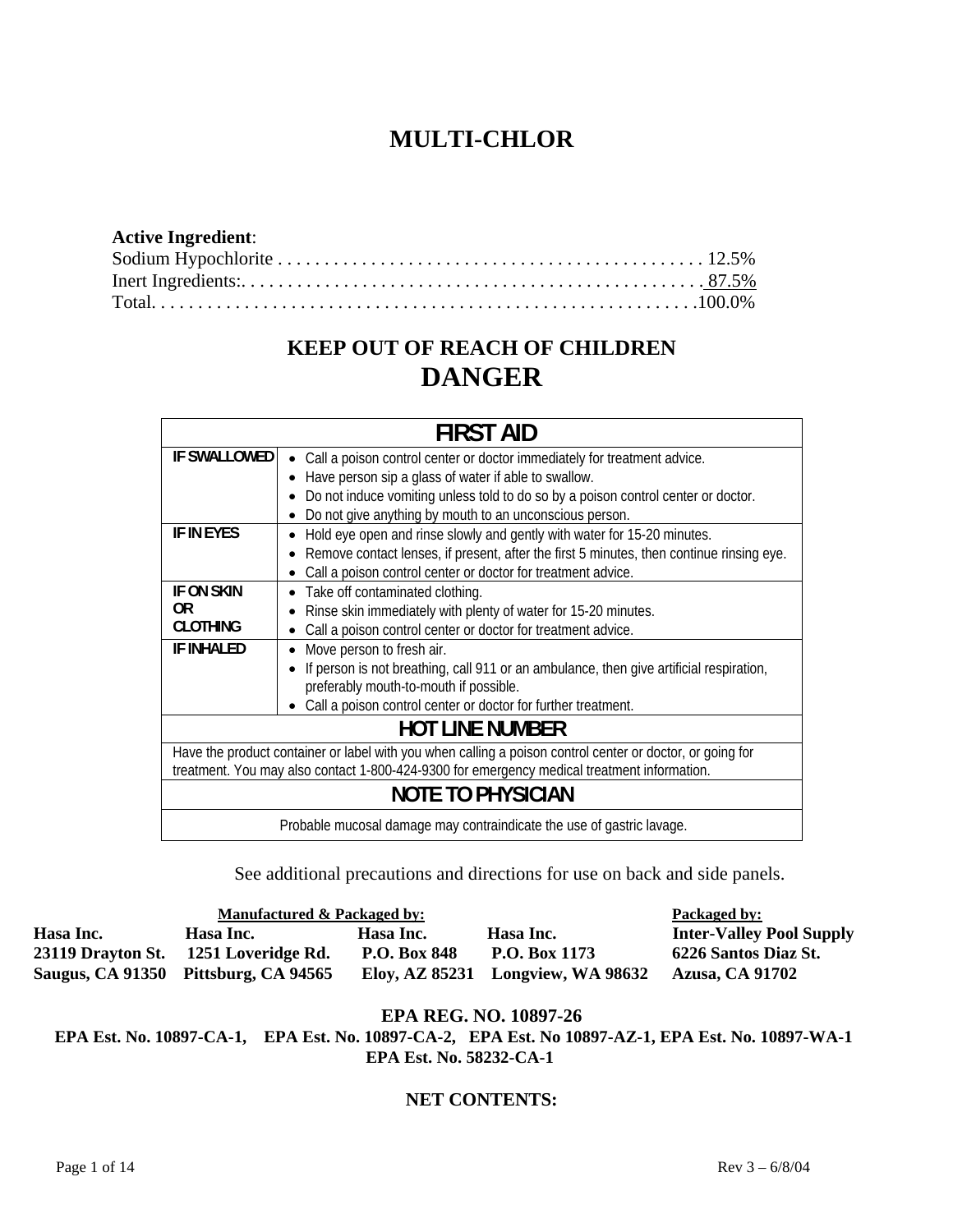# MULTI-CHLOR

**Active Ingredient**:

| | |
|---|---|
| Sodium Hypochlorite | 12.5% |
| Inert Ingredients: | 87.5% |
| Total | 100.0% |

## KEEP OUT OF REACH OF CHILDREN
## DANGER

| FIRST AID | |
|---|---|
| **IF SWALLOWED** | • Call a poison control center or doctor immediately for treatment advice.<br>• Have person sip a glass of water if able to swallow.<br>• Do not induce vomiting unless told to do so by a poison control center or doctor.<br>• Do not give anything by mouth to an unconscious person. |
| **IF IN EYES** | • Hold eye open and rinse slowly and gently with water for 15-20 minutes.<br>• Remove contact lenses, if present, after the first 5 minutes, then continue rinsing eye.<br>• Call a poison control center or doctor for treatment advice. |
| **IF ON SKIN OR CLOTHING** | • Take off contaminated clothing.<br>• Rinse skin immediately with plenty of water for 15-20 minutes.<br>• Call a poison control center or doctor for treatment advice. |
| **IF INHALED** | • Move person to fresh air.<br>• If person is not breathing, call 911 or an ambulance, then give artificial respiration, preferably mouth-to-mouth if possible.<br>• Call a poison control center or doctor for further treatment. |
| **HOT LINE NUMBER** | |
| Have the product container or label with you when calling a poison control center or doctor, or going for treatment. You may also contact 1-800-424-9300 for emergency medical treatment information. | |
| **NOTE TO PHYSICIAN** | |
| Probable mucosal damage may contraindicate the use of gastric lavage. | |

See additional precautions and directions for use on back and side panels.

| Manufactured & Packaged by: | | | | Packaged by: |
|---|---|---|---|---|
| **Hasa Inc.** | **Hasa Inc.** | **Hasa Inc.** | **Hasa Inc.** | **Inter-Valley Pool Supply** |
| **23119 Drayton St.** | **1251 Loveridge Rd.** | **P.O. Box 848** | **P.O. Box 1173** | **6226 Santos Diaz St.** |
| **Saugus, CA 91350** | **Pittsburg, CA 94565** | **Eloy, AZ 85231** | **Longview, WA 98632** | **Azusa, CA 91702** |

**EPA REG. NO. 10897-26**

**EPA Est. No. 10897-CA-1, EPA Est. No. 10897-CA-2, EPA Est. No 10897-AZ-1, EPA Est. No. 10897-WA-1**

**EPA Est. No. 58232-CA-1**

**NET CONTENTS:**

Rev 3 – 6/8/04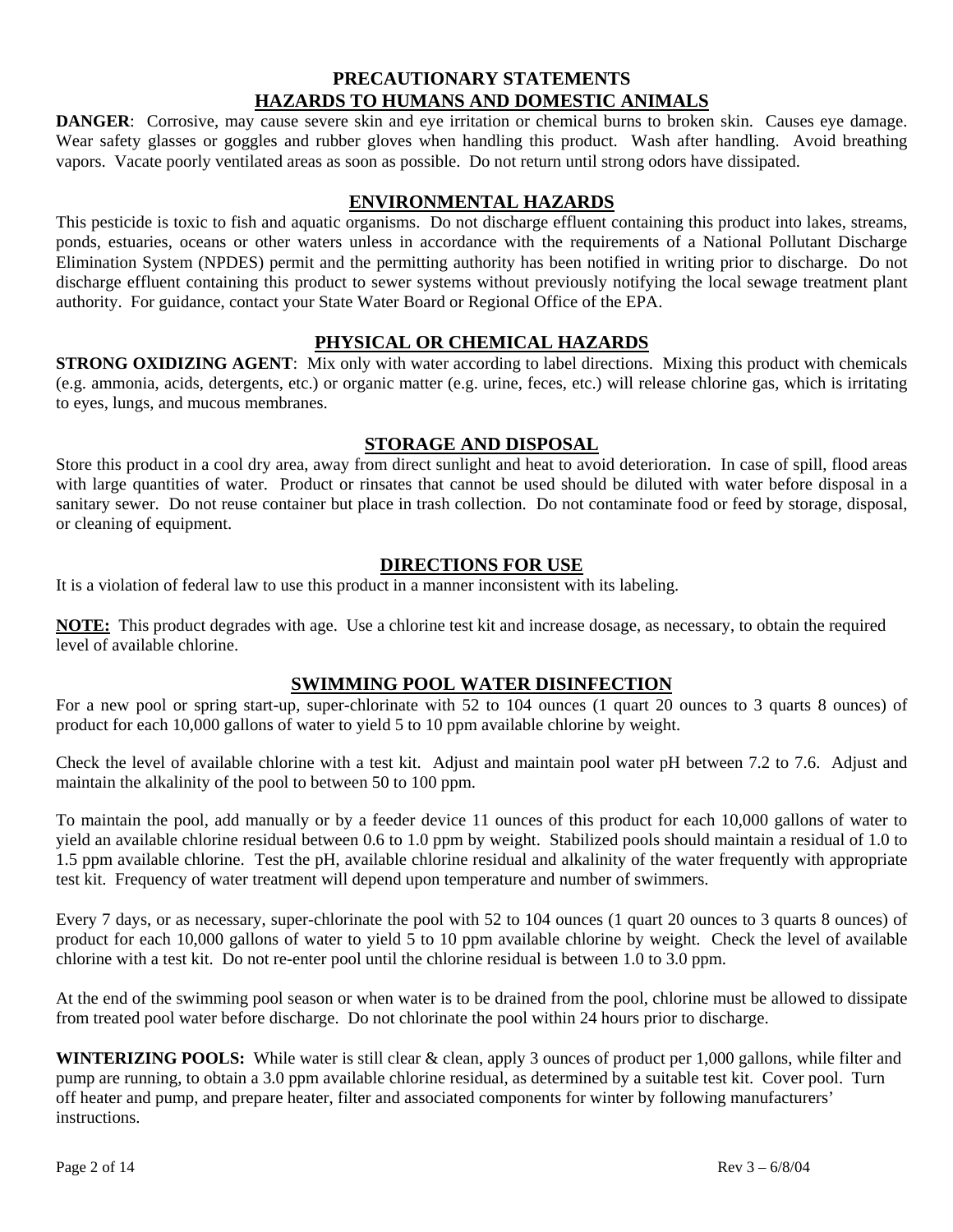## PRECAUTIONARY STATEMENTS

## HAZARDS TO HUMANS AND DOMESTIC ANIMALS

**DANGER**: Corrosive, may cause severe skin and eye irritation or chemical burns to broken skin. Causes eye damage. Wear safety glasses or goggles and rubber gloves when handling this product. Wash after handling. Avoid breathing vapors. Vacate poorly ventilated areas as soon as possible. Do not return until strong odors have dissipated.

## ENVIRONMENTAL HAZARDS

This pesticide is toxic to fish and aquatic organisms. Do not discharge effluent containing this product into lakes, streams, ponds, estuaries, oceans or other waters unless in accordance with the requirements of a National Pollutant Discharge Elimination System (NPDES) permit and the permitting authority has been notified in writing prior to discharge. Do not discharge effluent containing this product to sewer systems without previously notifying the local sewage treatment plant authority. For guidance, contact your State Water Board or Regional Office of the EPA.

## PHYSICAL OR CHEMICAL HAZARDS

**STRONG OXIDIZING AGENT**: Mix only with water according to label directions. Mixing this product with chemicals (e.g. ammonia, acids, detergents, etc.) or organic matter (e.g. urine, feces, etc.) will release chlorine gas, which is irritating to eyes, lungs, and mucous membranes.

## STORAGE AND DISPOSAL

Store this product in a cool dry area, away from direct sunlight and heat to avoid deterioration. In case of spill, flood areas with large quantities of water. Product or rinsates that cannot be used should be diluted with water before disposal in a sanitary sewer. Do not reuse container but place in trash collection. Do not contaminate food or feed by storage, disposal, or cleaning of equipment.

## DIRECTIONS FOR USE

It is a violation of federal law to use this product in a manner inconsistent with its labeling.

**NOTE:** This product degrades with age. Use a chlorine test kit and increase dosage, as necessary, to obtain the required level of available chlorine.

## SWIMMING POOL WATER DISINFECTION

For a new pool or spring start-up, super-chlorinate with 52 to 104 ounces (1 quart 20 ounces to 3 quarts 8 ounces) of product for each 10,000 gallons of water to yield 5 to 10 ppm available chlorine by weight.

Check the level of available chlorine with a test kit. Adjust and maintain pool water pH between 7.2 to 7.6. Adjust and maintain the alkalinity of the pool to between 50 to 100 ppm.

To maintain the pool, add manually or by a feeder device 11 ounces of this product for each 10,000 gallons of water to yield an available chlorine residual between 0.6 to 1.0 ppm by weight. Stabilized pools should maintain a residual of 1.0 to 1.5 ppm available chlorine. Test the pH, available chlorine residual and alkalinity of the water frequently with appropriate test kit. Frequency of water treatment will depend upon temperature and number of swimmers.

Every 7 days, or as necessary, super-chlorinate the pool with 52 to 104 ounces (1 quart 20 ounces to 3 quarts 8 ounces) of product for each 10,000 gallons of water to yield 5 to 10 ppm available chlorine by weight. Check the level of available chlorine with a test kit. Do not re-enter pool until the chlorine residual is between 1.0 to 3.0 ppm.

At the end of the swimming pool season or when water is to be drained from the pool, chlorine must be allowed to dissipate from treated pool water before discharge. Do not chlorinate the pool within 24 hours prior to discharge.

**WINTERIZING POOLS:** While water is still clear & clean, apply 3 ounces of product per 1,000 gallons, while filter and pump are running, to obtain a 3.0 ppm available chlorine residual, as determined by a suitable test kit. Cover pool. Turn off heater and pump, and prepare heater, filter and associated components for winter by following manufacturers' instructions.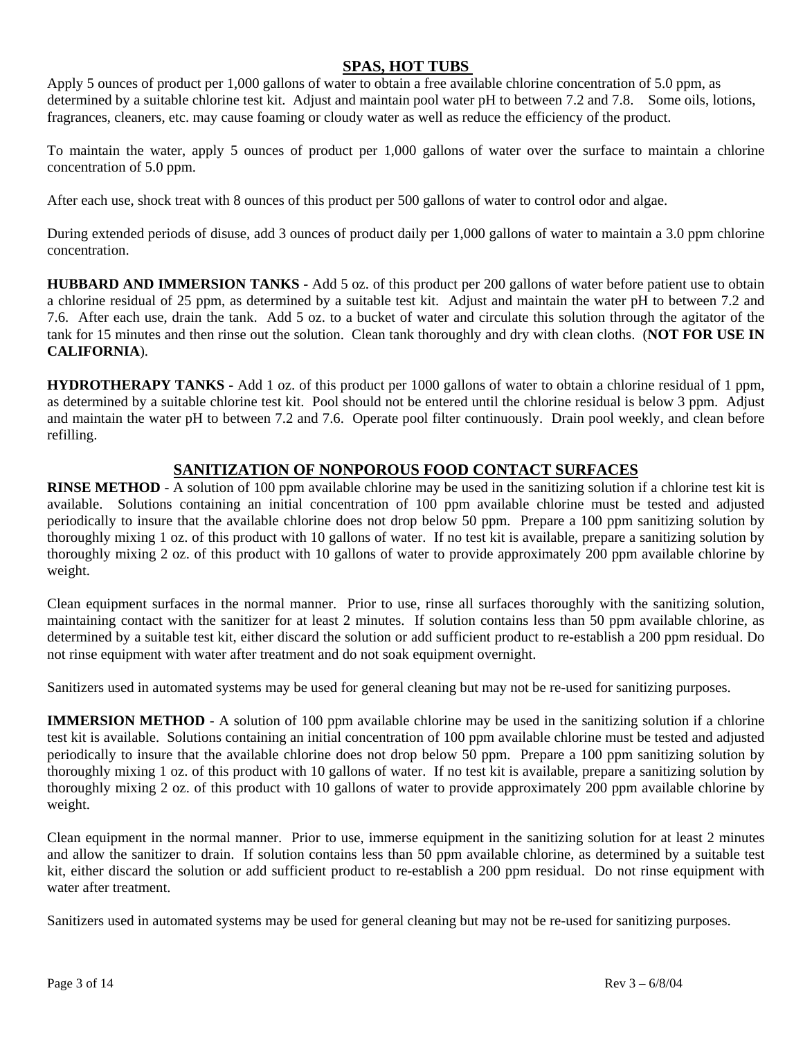## SPAS, HOT TUBS

Apply 5 ounces of product per 1,000 gallons of water to obtain a free available chlorine concentration of 5.0 ppm, as determined by a suitable chlorine test kit. Adjust and maintain pool water pH to between 7.2 and 7.8. Some oils, lotions, fragrances, cleaners, etc. may cause foaming or cloudy water as well as reduce the efficiency of the product.

To maintain the water, apply 5 ounces of product per 1,000 gallons of water over the surface to maintain a chlorine concentration of 5.0 ppm.

After each use, shock treat with 8 ounces of this product per 500 gallons of water to control odor and algae.

During extended periods of disuse, add 3 ounces of product daily per 1,000 gallons of water to maintain a 3.0 ppm chlorine concentration.

**HUBBARD AND IMMERSION TANKS** - Add 5 oz. of this product per 200 gallons of water before patient use to obtain a chlorine residual of 25 ppm, as determined by a suitable test kit. Adjust and maintain the water pH to between 7.2 and 7.6. After each use, drain the tank. Add 5 oz. to a bucket of water and circulate this solution through the agitator of the tank for 15 minutes and then rinse out the solution. Clean tank thoroughly and dry with clean cloths. (**NOT FOR USE IN CALIFORNIA**).

**HYDROTHERAPY TANKS** - Add 1 oz. of this product per 1000 gallons of water to obtain a chlorine residual of 1 ppm, as determined by a suitable chlorine test kit. Pool should not be entered until the chlorine residual is below 3 ppm. Adjust and maintain the water pH to between 7.2 and 7.6. Operate pool filter continuously. Drain pool weekly, and clean before refilling.

## SANITIZATION OF NONPOROUS FOOD CONTACT SURFACES

**RINSE METHOD** - A solution of 100 ppm available chlorine may be used in the sanitizing solution if a chlorine test kit is available. Solutions containing an initial concentration of 100 ppm available chlorine must be tested and adjusted periodically to insure that the available chlorine does not drop below 50 ppm. Prepare a 100 ppm sanitizing solution by thoroughly mixing 1 oz. of this product with 10 gallons of water. If no test kit is available, prepare a sanitizing solution by thoroughly mixing 2 oz. of this product with 10 gallons of water to provide approximately 200 ppm available chlorine by weight.

Clean equipment surfaces in the normal manner. Prior to use, rinse all surfaces thoroughly with the sanitizing solution, maintaining contact with the sanitizer for at least 2 minutes. If solution contains less than 50 ppm available chlorine, as determined by a suitable test kit, either discard the solution or add sufficient product to re-establish a 200 ppm residual. Do not rinse equipment with water after treatment and do not soak equipment overnight.

Sanitizers used in automated systems may be used for general cleaning but may not be re-used for sanitizing purposes.

**IMMERSION METHOD** - A solution of 100 ppm available chlorine may be used in the sanitizing solution if a chlorine test kit is available. Solutions containing an initial concentration of 100 ppm available chlorine must be tested and adjusted periodically to insure that the available chlorine does not drop below 50 ppm. Prepare a 100 ppm sanitizing solution by thoroughly mixing 1 oz. of this product with 10 gallons of water. If no test kit is available, prepare a sanitizing solution by thoroughly mixing 2 oz. of this product with 10 gallons of water to provide approximately 200 ppm available chlorine by weight.

Clean equipment in the normal manner. Prior to use, immerse equipment in the sanitizing solution for at least 2 minutes and allow the sanitizer to drain. If solution contains less than 50 ppm available chlorine, as determined by a suitable test kit, either discard the solution or add sufficient product to re-establish a 200 ppm residual. Do not rinse equipment with water after treatment.

Sanitizers used in automated systems may be used for general cleaning but may not be re-used for sanitizing purposes.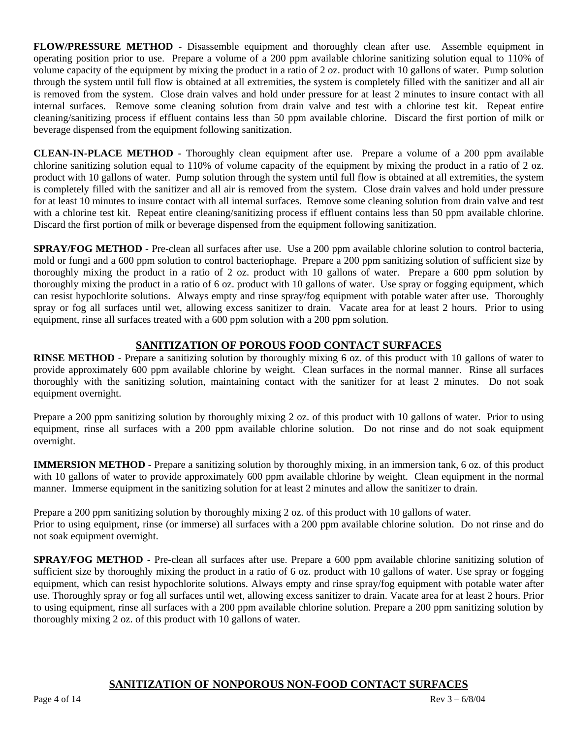**FLOW/PRESSURE METHOD** - Disassemble equipment and thoroughly clean after use. Assemble equipment in operating position prior to use. Prepare a volume of a 200 ppm available chlorine sanitizing solution equal to 110% of volume capacity of the equipment by mixing the product in a ratio of 2 oz. product with 10 gallons of water. Pump solution through the system until full flow is obtained at all extremities, the system is completely filled with the sanitizer and all air is removed from the system. Close drain valves and hold under pressure for at least 2 minutes to insure contact with all internal surfaces. Remove some cleaning solution from drain valve and test with a chlorine test kit. Repeat entire cleaning/sanitizing process if effluent contains less than 50 ppm available chlorine. Discard the first portion of milk or beverage dispensed from the equipment following sanitization.

**CLEAN-IN-PLACE METHOD** - Thoroughly clean equipment after use. Prepare a volume of a 200 ppm available chlorine sanitizing solution equal to 110% of volume capacity of the equipment by mixing the product in a ratio of 2 oz. product with 10 gallons of water. Pump solution through the system until full flow is obtained at all extremities, the system is completely filled with the sanitizer and all air is removed from the system. Close drain valves and hold under pressure for at least 10 minutes to insure contact with all internal surfaces. Remove some cleaning solution from drain valve and test with a chlorine test kit. Repeat entire cleaning/sanitizing process if effluent contains less than 50 ppm available chlorine. Discard the first portion of milk or beverage dispensed from the equipment following sanitization.

**SPRAY/FOG METHOD** - Pre-clean all surfaces after use. Use a 200 ppm available chlorine solution to control bacteria, mold or fungi and a 600 ppm solution to control bacteriophage. Prepare a 200 ppm sanitizing solution of sufficient size by thoroughly mixing the product in a ratio of 2 oz. product with 10 gallons of water. Prepare a 600 ppm solution by thoroughly mixing the product in a ratio of 6 oz. product with 10 gallons of water. Use spray or fogging equipment, which can resist hypochlorite solutions. Always empty and rinse spray/fog equipment with potable water after use. Thoroughly spray or fog all surfaces until wet, allowing excess sanitizer to drain. Vacate area for at least 2 hours. Prior to using equipment, rinse all surfaces treated with a 600 ppm solution with a 200 ppm solution.

## SANITIZATION OF POROUS FOOD CONTACT SURFACES

**RINSE METHOD** - Prepare a sanitizing solution by thoroughly mixing 6 oz. of this product with 10 gallons of water to provide approximately 600 ppm available chlorine by weight. Clean surfaces in the normal manner. Rinse all surfaces thoroughly with the sanitizing solution, maintaining contact with the sanitizer for at least 2 minutes. Do not soak equipment overnight.

Prepare a 200 ppm sanitizing solution by thoroughly mixing 2 oz. of this product with 10 gallons of water. Prior to using equipment, rinse all surfaces with a 200 ppm available chlorine solution. Do not rinse and do not soak equipment overnight.

**IMMERSION METHOD** - Prepare a sanitizing solution by thoroughly mixing, in an immersion tank, 6 oz. of this product with 10 gallons of water to provide approximately 600 ppm available chlorine by weight. Clean equipment in the normal manner. Immerse equipment in the sanitizing solution for at least 2 minutes and allow the sanitizer to drain.

Prepare a 200 ppm sanitizing solution by thoroughly mixing 2 oz. of this product with 10 gallons of water.
Prior to using equipment, rinse (or immerse) all surfaces with a 200 ppm available chlorine solution. Do not rinse and do not soak equipment overnight.

**SPRAY/FOG METHOD** - Pre-clean all surfaces after use. Prepare a 600 ppm available chlorine sanitizing solution of sufficient size by thoroughly mixing the product in a ratio of 6 oz. product with 10 gallons of water. Use spray or fogging equipment, which can resist hypochlorite solutions. Always empty and rinse spray/fog equipment with potable water after use. Thoroughly spray or fog all surfaces until wet, allowing excess sanitizer to drain. Vacate area for at least 2 hours. Prior to using equipment, rinse all surfaces with a 200 ppm available chlorine solution. Prepare a 200 ppm sanitizing solution by thoroughly mixing 2 oz. of this product with 10 gallons of water.

## SANITIZATION OF NONPOROUS NON-FOOD CONTACT SURFACES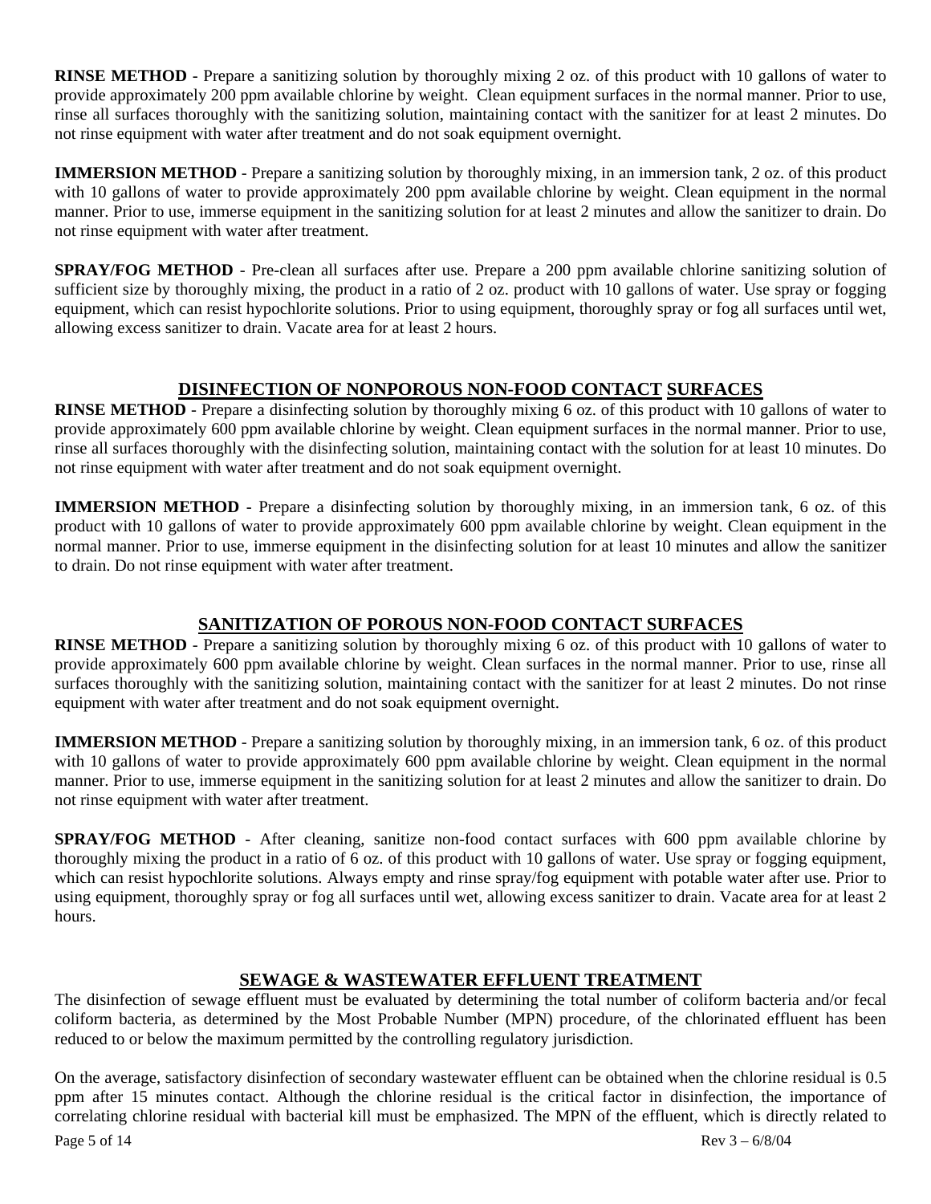**RINSE METHOD** - Prepare a sanitizing solution by thoroughly mixing 2 oz. of this product with 10 gallons of water to provide approximately 200 ppm available chlorine by weight. Clean equipment surfaces in the normal manner. Prior to use, rinse all surfaces thoroughly with the sanitizing solution, maintaining contact with the sanitizer for at least 2 minutes. Do not rinse equipment with water after treatment and do not soak equipment overnight.

**IMMERSION METHOD** - Prepare a sanitizing solution by thoroughly mixing, in an immersion tank, 2 oz. of this product with 10 gallons of water to provide approximately 200 ppm available chlorine by weight. Clean equipment in the normal manner. Prior to use, immerse equipment in the sanitizing solution for at least 2 minutes and allow the sanitizer to drain. Do not rinse equipment with water after treatment.

**SPRAY/FOG METHOD** - Pre-clean all surfaces after use. Prepare a 200 ppm available chlorine sanitizing solution of sufficient size by thoroughly mixing, the product in a ratio of 2 oz. product with 10 gallons of water. Use spray or fogging equipment, which can resist hypochlorite solutions. Prior to using equipment, thoroughly spray or fog all surfaces until wet, allowing excess sanitizer to drain. Vacate area for at least 2 hours.

## DISINFECTION OF NONPOROUS NON-FOOD CONTACT SURFACES

**RINSE METHOD** - Prepare a disinfecting solution by thoroughly mixing 6 oz. of this product with 10 gallons of water to provide approximately 600 ppm available chlorine by weight. Clean equipment surfaces in the normal manner. Prior to use, rinse all surfaces thoroughly with the disinfecting solution, maintaining contact with the solution for at least 10 minutes. Do not rinse equipment with water after treatment and do not soak equipment overnight.

**IMMERSION METHOD** - Prepare a disinfecting solution by thoroughly mixing, in an immersion tank, 6 oz. of this product with 10 gallons of water to provide approximately 600 ppm available chlorine by weight. Clean equipment in the normal manner. Prior to use, immerse equipment in the disinfecting solution for at least 10 minutes and allow the sanitizer to drain. Do not rinse equipment with water after treatment.

## SANITIZATION OF POROUS NON-FOOD CONTACT SURFACES

**RINSE METHOD** - Prepare a sanitizing solution by thoroughly mixing 6 oz. of this product with 10 gallons of water to provide approximately 600 ppm available chlorine by weight. Clean surfaces in the normal manner. Prior to use, rinse all surfaces thoroughly with the sanitizing solution, maintaining contact with the sanitizer for at least 2 minutes. Do not rinse equipment with water after treatment and do not soak equipment overnight.

**IMMERSION METHOD** - Prepare a sanitizing solution by thoroughly mixing, in an immersion tank, 6 oz. of this product with 10 gallons of water to provide approximately 600 ppm available chlorine by weight. Clean equipment in the normal manner. Prior to use, immerse equipment in the sanitizing solution for at least 2 minutes and allow the sanitizer to drain. Do not rinse equipment with water after treatment.

**SPRAY/FOG METHOD** - After cleaning, sanitize non-food contact surfaces with 600 ppm available chlorine by thoroughly mixing the product in a ratio of 6 oz. of this product with 10 gallons of water. Use spray or fogging equipment, which can resist hypochlorite solutions. Always empty and rinse spray/fog equipment with potable water after use. Prior to using equipment, thoroughly spray or fog all surfaces until wet, allowing excess sanitizer to drain. Vacate area for at least 2 hours.

## SEWAGE & WASTEWATER EFFLUENT TREATMENT

The disinfection of sewage effluent must be evaluated by determining the total number of coliform bacteria and/or fecal coliform bacteria, as determined by the Most Probable Number (MPN) procedure, of the chlorinated effluent has been reduced to or below the maximum permitted by the controlling regulatory jurisdiction.

On the average, satisfactory disinfection of secondary wastewater effluent can be obtained when the chlorine residual is 0.5 ppm after 15 minutes contact. Although the chlorine residual is the critical factor in disinfection, the importance of correlating chlorine residual with bacterial kill must be emphasized. The MPN of the effluent, which is directly related to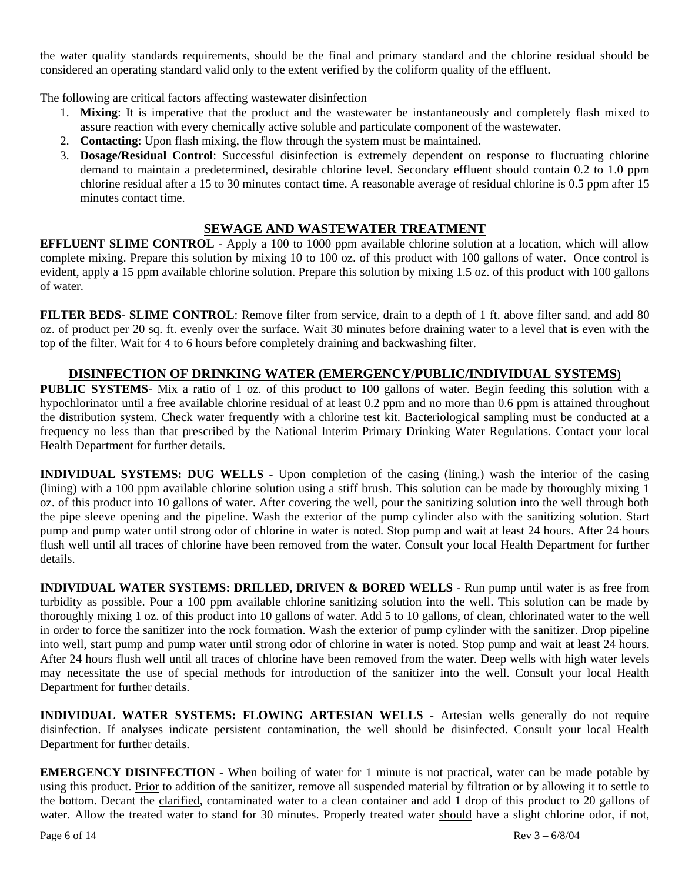the water quality standards requirements, should be the final and primary standard and the chlorine residual should be considered an operating standard valid only to the extent verified by the coliform quality of the effluent.

The following are critical factors affecting wastewater disinfection

1. **Mixing**: It is imperative that the product and the wastewater be instantaneously and completely flash mixed to assure reaction with every chemically active soluble and particulate component of the wastewater.
2. **Contacting**: Upon flash mixing, the flow through the system must be maintained.
3. **Dosage/Residual Control**: Successful disinfection is extremely dependent on response to fluctuating chlorine demand to maintain a predetermined, desirable chlorine level. Secondary effluent should contain 0.2 to 1.0 ppm chlorine residual after a 15 to 30 minutes contact time. A reasonable average of residual chlorine is 0.5 ppm after 15 minutes contact time.

## SEWAGE AND WASTEWATER TREATMENT

**EFFLUENT SLIME CONTROL** - Apply a 100 to 1000 ppm available chlorine solution at a location, which will allow complete mixing. Prepare this solution by mixing 10 to 100 oz. of this product with 100 gallons of water. Once control is evident, apply a 15 ppm available chlorine solution. Prepare this solution by mixing 1.5 oz. of this product with 100 gallons of water.

**FILTER BEDS- SLIME CONTROL**: Remove filter from service, drain to a depth of 1 ft. above filter sand, and add 80 oz. of product per 20 sq. ft. evenly over the surface. Wait 30 minutes before draining water to a level that is even with the top of the filter. Wait for 4 to 6 hours before completely draining and backwashing filter.

## DISINFECTION OF DRINKING WATER (EMERGENCY/PUBLIC/INDIVIDUAL SYSTEMS)

**PUBLIC SYSTEMS**- Mix a ratio of 1 oz. of this product to 100 gallons of water. Begin feeding this solution with a hypochlorinator until a free available chlorine residual of at least 0.2 ppm and no more than 0.6 ppm is attained throughout the distribution system. Check water frequently with a chlorine test kit. Bacteriological sampling must be conducted at a frequency no less than that prescribed by the National Interim Primary Drinking Water Regulations. Contact your local Health Department for further details.

**INDIVIDUAL SYSTEMS: DUG WELLS** - Upon completion of the casing (lining.) wash the interior of the casing (lining) with a 100 ppm available chlorine solution using a stiff brush. This solution can be made by thoroughly mixing 1 oz. of this product into 10 gallons of water. After covering the well, pour the sanitizing solution into the well through both the pipe sleeve opening and the pipeline. Wash the exterior of the pump cylinder also with the sanitizing solution. Start pump and pump water until strong odor of chlorine in water is noted. Stop pump and wait at least 24 hours. After 24 hours flush well until all traces of chlorine have been removed from the water. Consult your local Health Department for further details.

**INDIVIDUAL WATER SYSTEMS: DRILLED, DRIVEN & BORED WELLS** - Run pump until water is as free from turbidity as possible. Pour a 100 ppm available chlorine sanitizing solution into the well. This solution can be made by thoroughly mixing 1 oz. of this product into 10 gallons of water. Add 5 to 10 gallons, of clean, chlorinated water to the well in order to force the sanitizer into the rock formation. Wash the exterior of pump cylinder with the sanitizer. Drop pipeline into well, start pump and pump water until strong odor of chlorine in water is noted. Stop pump and wait at least 24 hours. After 24 hours flush well until all traces of chlorine have been removed from the water. Deep wells with high water levels may necessitate the use of special methods for introduction of the sanitizer into the well. Consult your local Health Department for further details.

**INDIVIDUAL WATER SYSTEMS: FLOWING ARTESIAN WELLS** - Artesian wells generally do not require disinfection. If analyses indicate persistent contamination, the well should be disinfected. Consult your local Health Department for further details.

**EMERGENCY DISINFECTION** - When boiling of water for 1 minute is not practical, water can be made potable by using this product. Prior to addition of the sanitizer, remove all suspended material by filtration or by allowing it to settle to the bottom. Decant the clarified, contaminated water to a clean container and add 1 drop of this product to 20 gallons of water. Allow the treated water to stand for 30 minutes. Properly treated water should have a slight chlorine odor, if not,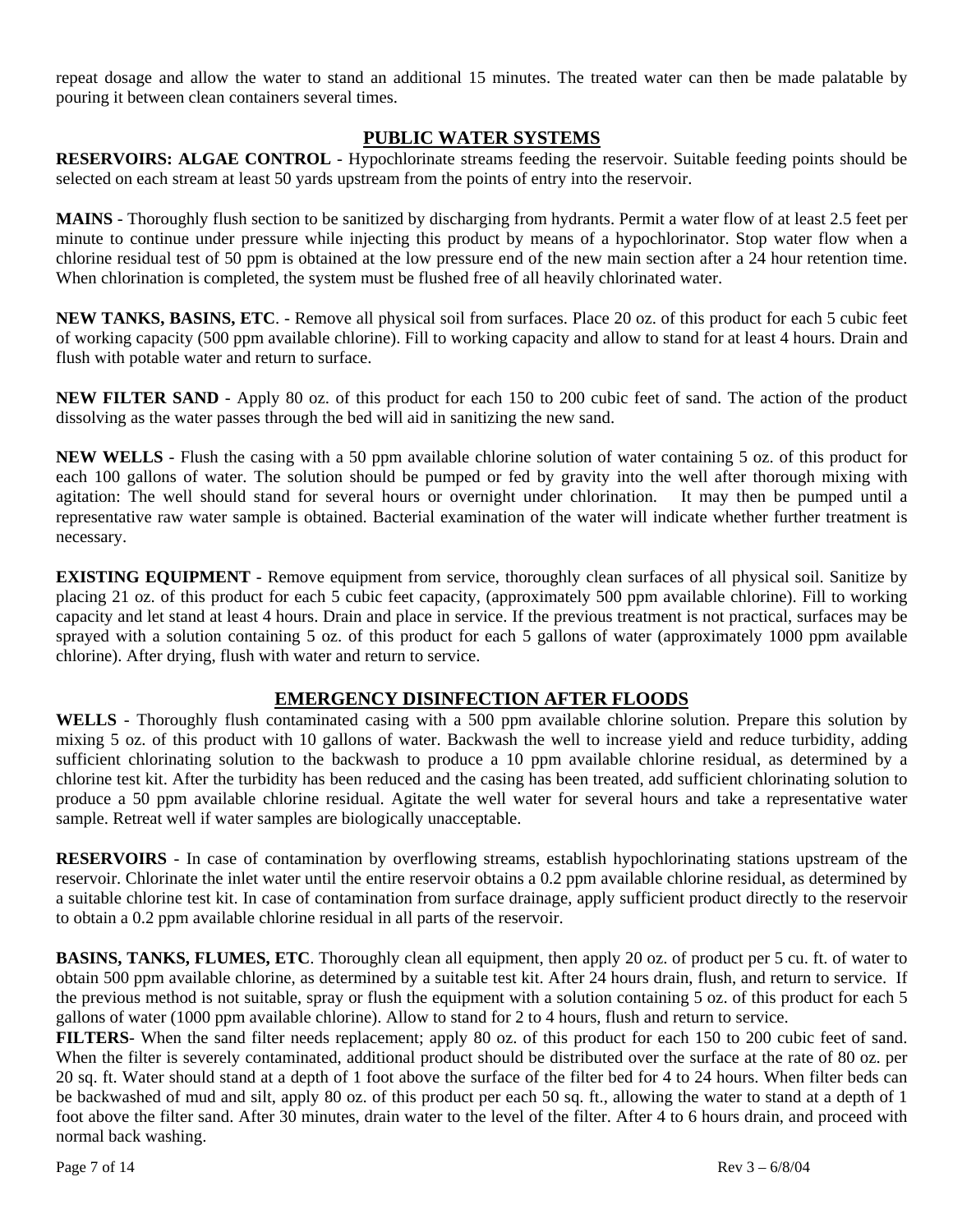repeat dosage and allow the water to stand an additional 15 minutes. The treated water can then be made palatable by pouring it between clean containers several times.

## PUBLIC WATER SYSTEMS

**RESERVOIRS: ALGAE CONTROL** - Hypochlorinate streams feeding the reservoir. Suitable feeding points should be selected on each stream at least 50 yards upstream from the points of entry into the reservoir.

**MAINS** - Thoroughly flush section to be sanitized by discharging from hydrants. Permit a water flow of at least 2.5 feet per minute to continue under pressure while injecting this product by means of a hypochlorinator. Stop water flow when a chlorine residual test of 50 ppm is obtained at the low pressure end of the new main section after a 24 hour retention time. When chlorination is completed, the system must be flushed free of all heavily chlorinated water.

**NEW TANKS, BASINS, ETC**. - Remove all physical soil from surfaces. Place 20 oz. of this product for each 5 cubic feet of working capacity (500 ppm available chlorine). Fill to working capacity and allow to stand for at least 4 hours. Drain and flush with potable water and return to surface.

**NEW FILTER SAND** - Apply 80 oz. of this product for each 150 to 200 cubic feet of sand. The action of the product dissolving as the water passes through the bed will aid in sanitizing the new sand.

**NEW WELLS** - Flush the casing with a 50 ppm available chlorine solution of water containing 5 oz. of this product for each 100 gallons of water. The solution should be pumped or fed by gravity into the well after thorough mixing with agitation: The well should stand for several hours or overnight under chlorination. It may then be pumped until a representative raw water sample is obtained. Bacterial examination of the water will indicate whether further treatment is necessary.

**EXISTING EQUIPMENT** - Remove equipment from service, thoroughly clean surfaces of all physical soil. Sanitize by placing 21 oz. of this product for each 5 cubic feet capacity, (approximately 500 ppm available chlorine). Fill to working capacity and let stand at least 4 hours. Drain and place in service. If the previous treatment is not practical, surfaces may be sprayed with a solution containing 5 oz. of this product for each 5 gallons of water (approximately 1000 ppm available chlorine). After drying, flush with water and return to service.

## EMERGENCY DISINFECTION AFTER FLOODS

**WELLS** - Thoroughly flush contaminated casing with a 500 ppm available chlorine solution. Prepare this solution by mixing 5 oz. of this product with 10 gallons of water. Backwash the well to increase yield and reduce turbidity, adding sufficient chlorinating solution to the backwash to produce a 10 ppm available chlorine residual, as determined by a chlorine test kit. After the turbidity has been reduced and the casing has been treated, add sufficient chlorinating solution to produce a 50 ppm available chlorine residual. Agitate the well water for several hours and take a representative water sample. Retreat well if water samples are biologically unacceptable.

**RESERVOIRS** - In case of contamination by overflowing streams, establish hypochlorinating stations upstream of the reservoir. Chlorinate the inlet water until the entire reservoir obtains a 0.2 ppm available chlorine residual, as determined by a suitable chlorine test kit. In case of contamination from surface drainage, apply sufficient product directly to the reservoir to obtain a 0.2 ppm available chlorine residual in all parts of the reservoir.

**BASINS, TANKS, FLUMES, ETC**. Thoroughly clean all equipment, then apply 20 oz. of product per 5 cu. ft. of water to obtain 500 ppm available chlorine, as determined by a suitable test kit. After 24 hours drain, flush, and return to service. If the previous method is not suitable, spray or flush the equipment with a solution containing 5 oz. of this product for each 5 gallons of water (1000 ppm available chlorine). Allow to stand for 2 to 4 hours, flush and return to service.

**FILTERS**- When the sand filter needs replacement; apply 80 oz. of this product for each 150 to 200 cubic feet of sand. When the filter is severely contaminated, additional product should be distributed over the surface at the rate of 80 oz. per 20 sq. ft. Water should stand at a depth of 1 foot above the surface of the filter bed for 4 to 24 hours. When filter beds can be backwashed of mud and silt, apply 80 oz. of this product per each 50 sq. ft., allowing the water to stand at a depth of 1 foot above the filter sand. After 30 minutes, drain water to the level of the filter. After 4 to 6 hours drain, and proceed with normal back washing.

Rev 3 – 6/8/04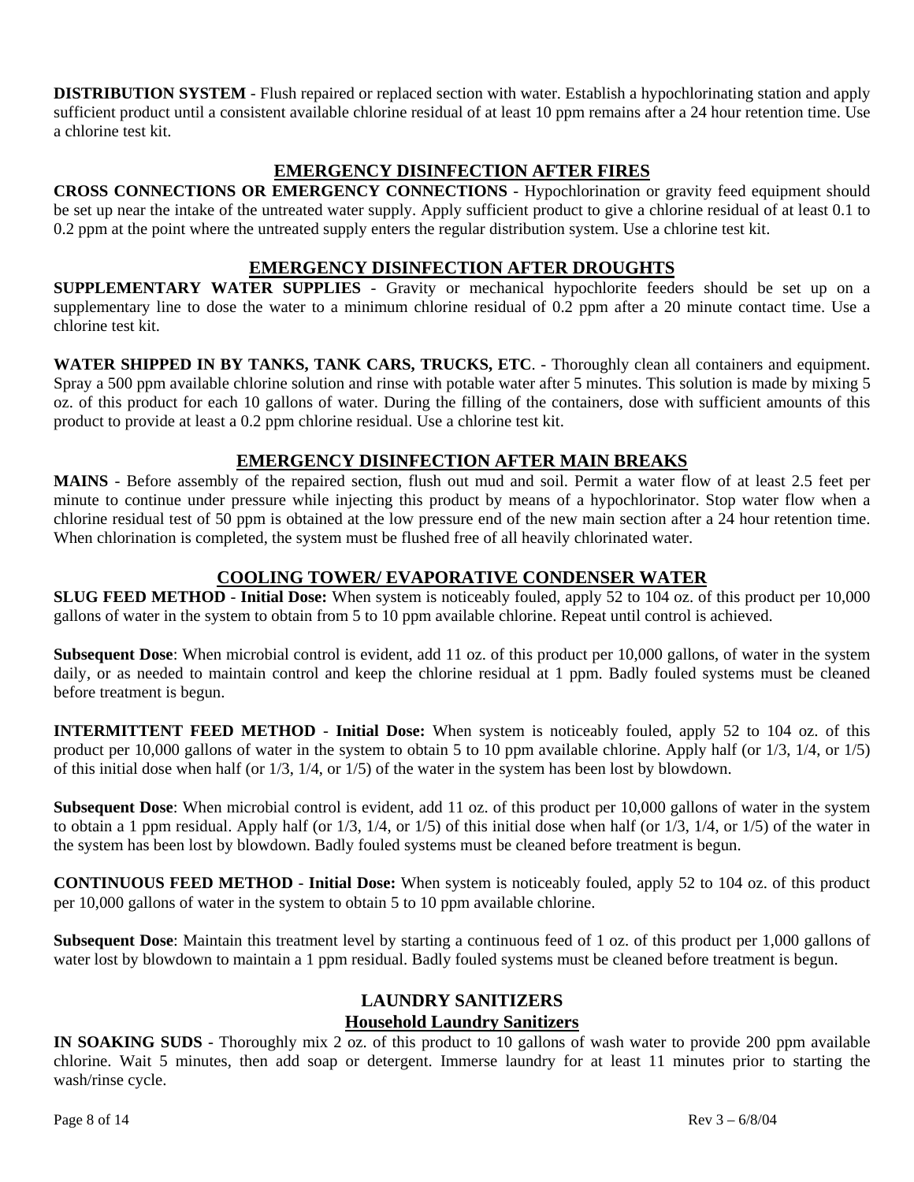**DISTRIBUTION SYSTEM** - Flush repaired or replaced section with water. Establish a hypochlorinating station and apply sufficient product until a consistent available chlorine residual of at least 10 ppm remains after a 24 hour retention time. Use a chlorine test kit.

## EMERGENCY DISINFECTION AFTER FIRES

**CROSS CONNECTIONS OR EMERGENCY CONNECTIONS** - Hypochlorination or gravity feed equipment should be set up near the intake of the untreated water supply. Apply sufficient product to give a chlorine residual of at least 0.1 to 0.2 ppm at the point where the untreated supply enters the regular distribution system. Use a chlorine test kit.

## EMERGENCY DISINFECTION AFTER DROUGHTS

**SUPPLEMENTARY WATER SUPPLIES** - Gravity or mechanical hypochlorite feeders should be set up on a supplementary line to dose the water to a minimum chlorine residual of 0.2 ppm after a 20 minute contact time. Use a chlorine test kit.

**WATER SHIPPED IN BY TANKS, TANK CARS, TRUCKS, ETC**. - Thoroughly clean all containers and equipment. Spray a 500 ppm available chlorine solution and rinse with potable water after 5 minutes. This solution is made by mixing 5 oz. of this product for each 10 gallons of water. During the filling of the containers, dose with sufficient amounts of this product to provide at least a 0.2 ppm chlorine residual. Use a chlorine test kit.

## EMERGENCY DISINFECTION AFTER MAIN BREAKS

**MAINS** - Before assembly of the repaired section, flush out mud and soil. Permit a water flow of at least 2.5 feet per minute to continue under pressure while injecting this product by means of a hypochlorinator. Stop water flow when a chlorine residual test of 50 ppm is obtained at the low pressure end of the new main section after a 24 hour retention time. When chlorination is completed, the system must be flushed free of all heavily chlorinated water.

## COOLING TOWER/ EVAPORATIVE CONDENSER WATER

**SLUG FEED METHOD** - **Initial Dose:** When system is noticeably fouled, apply 52 to 104 oz. of this product per 10,000 gallons of water in the system to obtain from 5 to 10 ppm available chlorine. Repeat until control is achieved.

**Subsequent Dose**: When microbial control is evident, add 11 oz. of this product per 10,000 gallons, of water in the system daily, or as needed to maintain control and keep the chlorine residual at 1 ppm. Badly fouled systems must be cleaned before treatment is begun.

**INTERMITTENT FEED METHOD** - **Initial Dose:** When system is noticeably fouled, apply 52 to 104 oz. of this product per 10,000 gallons of water in the system to obtain 5 to 10 ppm available chlorine. Apply half (or 1/3, 1/4, or 1/5) of this initial dose when half (or 1/3, 1/4, or 1/5) of the water in the system has been lost by blowdown.

**Subsequent Dose**: When microbial control is evident, add 11 oz. of this product per 10,000 gallons of water in the system to obtain a 1 ppm residual. Apply half (or 1/3, 1/4, or 1/5) of this initial dose when half (or 1/3, 1/4, or 1/5) of the water in the system has been lost by blowdown. Badly fouled systems must be cleaned before treatment is begun.

**CONTINUOUS FEED METHOD** - **Initial Dose:** When system is noticeably fouled, apply 52 to 104 oz. of this product per 10,000 gallons of water in the system to obtain 5 to 10 ppm available chlorine.

**Subsequent Dose**: Maintain this treatment level by starting a continuous feed of 1 oz. of this product per 1,000 gallons of water lost by blowdown to maintain a 1 ppm residual. Badly fouled systems must be cleaned before treatment is begun.

## LAUNDRY SANITIZERS

### Household Laundry Sanitizers

**IN SOAKING SUDS** - Thoroughly mix 2 oz. of this product to 10 gallons of wash water to provide 200 ppm available chlorine. Wait 5 minutes, then add soap or detergent. Immerse laundry for at least 11 minutes prior to starting the wash/rinse cycle.

Rev 3 – 6/8/04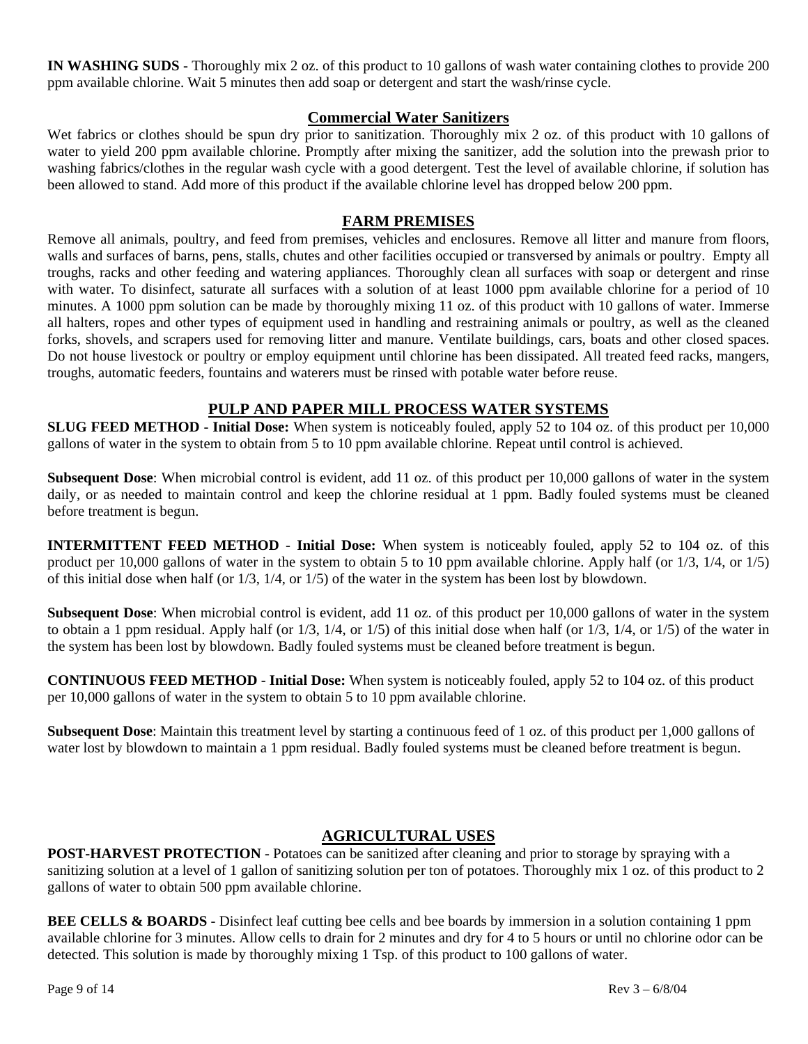**IN WASHING SUDS** - Thoroughly mix 2 oz. of this product to 10 gallons of wash water containing clothes to provide 200 ppm available chlorine. Wait 5 minutes then add soap or detergent and start the wash/rinse cycle.

## Commercial Water Sanitizers

Wet fabrics or clothes should be spun dry prior to sanitization. Thoroughly mix 2 oz. of this product with 10 gallons of water to yield 200 ppm available chlorine. Promptly after mixing the sanitizer, add the solution into the prewash prior to washing fabrics/clothes in the regular wash cycle with a good detergent. Test the level of available chlorine, if solution has been allowed to stand. Add more of this product if the available chlorine level has dropped below 200 ppm.

## FARM PREMISES

Remove all animals, poultry, and feed from premises, vehicles and enclosures. Remove all litter and manure from floors, walls and surfaces of barns, pens, stalls, chutes and other facilities occupied or transversed by animals or poultry. Empty all troughs, racks and other feeding and watering appliances. Thoroughly clean all surfaces with soap or detergent and rinse with water. To disinfect, saturate all surfaces with a solution of at least 1000 ppm available chlorine for a period of 10 minutes. A 1000 ppm solution can be made by thoroughly mixing 11 oz. of this product with 10 gallons of water. Immerse all halters, ropes and other types of equipment used in handling and restraining animals or poultry, as well as the cleaned forks, shovels, and scrapers used for removing litter and manure. Ventilate buildings, cars, boats and other closed spaces. Do not house livestock or poultry or employ equipment until chlorine has been dissipated. All treated feed racks, mangers, troughs, automatic feeders, fountains and waterers must be rinsed with potable water before reuse.

## PULP AND PAPER MILL PROCESS WATER SYSTEMS

**SLUG FEED METHOD** - **Initial Dose:** When system is noticeably fouled, apply 52 to 104 oz. of this product per 10,000 gallons of water in the system to obtain from 5 to 10 ppm available chlorine. Repeat until control is achieved.

**Subsequent Dose**: When microbial control is evident, add 11 oz. of this product per 10,000 gallons of water in the system daily, or as needed to maintain control and keep the chlorine residual at 1 ppm. Badly fouled systems must be cleaned before treatment is begun.

**INTERMITTENT FEED METHOD** - **Initial Dose:** When system is noticeably fouled, apply 52 to 104 oz. of this product per 10,000 gallons of water in the system to obtain 5 to 10 ppm available chlorine. Apply half (or 1/3, 1/4, or 1/5) of this initial dose when half (or 1/3, 1/4, or 1/5) of the water in the system has been lost by blowdown.

**Subsequent Dose**: When microbial control is evident, add 11 oz. of this product per 10,000 gallons of water in the system to obtain a 1 ppm residual. Apply half (or 1/3, 1/4, or 1/5) of this initial dose when half (or 1/3, 1/4, or 1/5) of the water in the system has been lost by blowdown. Badly fouled systems must be cleaned before treatment is begun.

**CONTINUOUS FEED METHOD** - **Initial Dose:** When system is noticeably fouled, apply 52 to 104 oz. of this product per 10,000 gallons of water in the system to obtain 5 to 10 ppm available chlorine.

**Subsequent Dose**: Maintain this treatment level by starting a continuous feed of 1 oz. of this product per 1,000 gallons of water lost by blowdown to maintain a 1 ppm residual. Badly fouled systems must be cleaned before treatment is begun.

## AGRICULTURAL USES

**POST-HARVEST PROTECTION** - Potatoes can be sanitized after cleaning and prior to storage by spraying with a sanitizing solution at a level of 1 gallon of sanitizing solution per ton of potatoes. Thoroughly mix 1 oz. of this product to 2 gallons of water to obtain 500 ppm available chlorine.

**BEE CELLS & BOARDS** - Disinfect leaf cutting bee cells and bee boards by immersion in a solution containing 1 ppm available chlorine for 3 minutes. Allow cells to drain for 2 minutes and dry for 4 to 5 hours or until no chlorine odor can be detected. This solution is made by thoroughly mixing 1 Tsp. of this product to 100 gallons of water.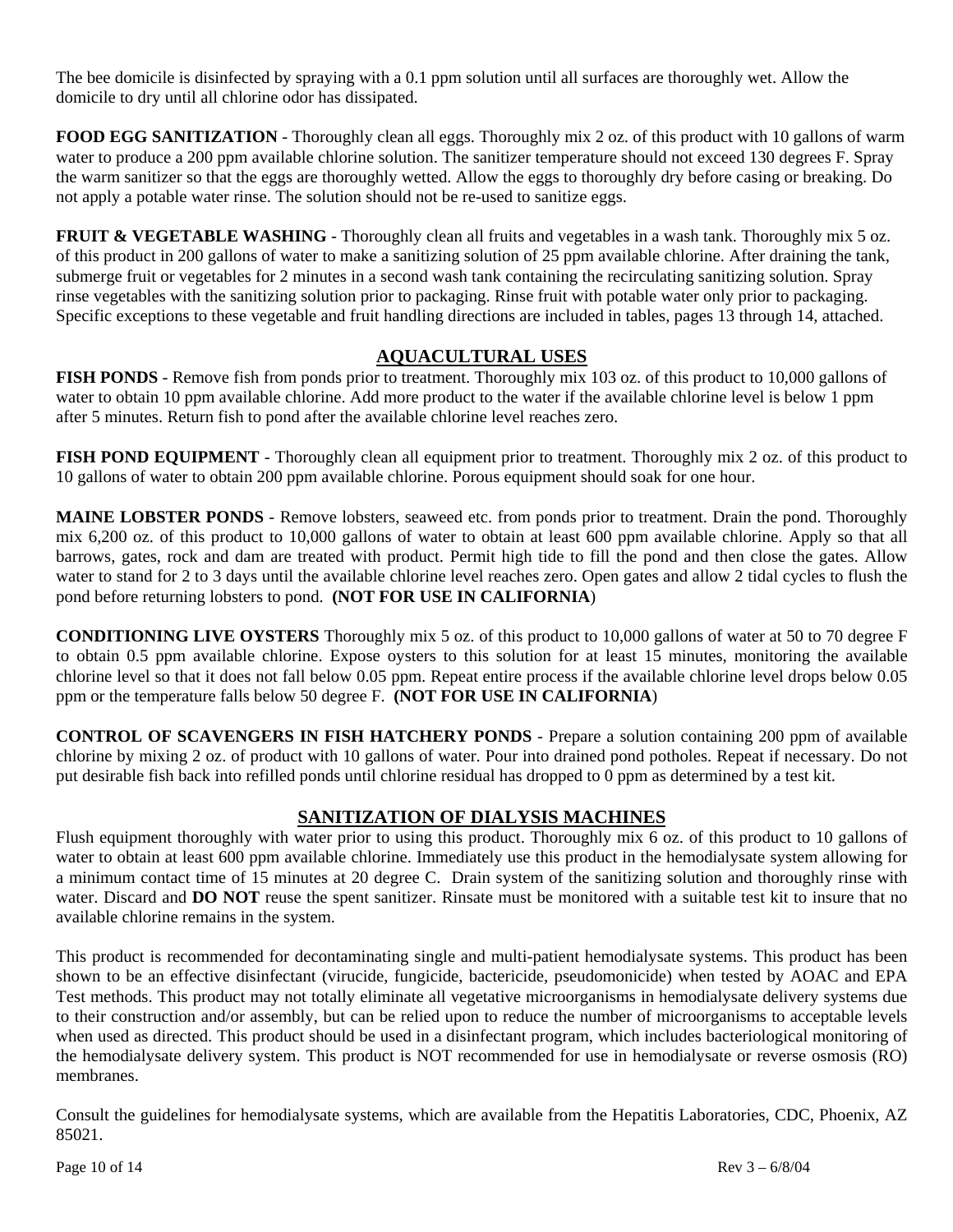The bee domicile is disinfected by spraying with a 0.1 ppm solution until all surfaces are thoroughly wet. Allow the domicile to dry until all chlorine odor has dissipated.

**FOOD EGG SANITIZATION** - Thoroughly clean all eggs. Thoroughly mix 2 oz. of this product with 10 gallons of warm water to produce a 200 ppm available chlorine solution. The sanitizer temperature should not exceed 130 degrees F. Spray the warm sanitizer so that the eggs are thoroughly wetted. Allow the eggs to thoroughly dry before casing or breaking. Do not apply a potable water rinse. The solution should not be re-used to sanitize eggs.

**FRUIT & VEGETABLE WASHING** - Thoroughly clean all fruits and vegetables in a wash tank. Thoroughly mix 5 oz. of this product in 200 gallons of water to make a sanitizing solution of 25 ppm available chlorine. After draining the tank, submerge fruit or vegetables for 2 minutes in a second wash tank containing the recirculating sanitizing solution. Spray rinse vegetables with the sanitizing solution prior to packaging. Rinse fruit with potable water only prior to packaging. Specific exceptions to these vegetable and fruit handling directions are included in tables, pages 13 through 14, attached.

## AQUACULTURAL USES

**FISH PONDS** - Remove fish from ponds prior to treatment. Thoroughly mix 103 oz. of this product to 10,000 gallons of water to obtain 10 ppm available chlorine. Add more product to the water if the available chlorine level is below 1 ppm after 5 minutes. Return fish to pond after the available chlorine level reaches zero.

**FISH POND EQUIPMENT** - Thoroughly clean all equipment prior to treatment. Thoroughly mix 2 oz. of this product to 10 gallons of water to obtain 200 ppm available chlorine. Porous equipment should soak for one hour.

**MAINE LOBSTER PONDS** - Remove lobsters, seaweed etc. from ponds prior to treatment. Drain the pond. Thoroughly mix 6,200 oz. of this product to 10,000 gallons of water to obtain at least 600 ppm available chlorine. Apply so that all barrows, gates, rock and dam are treated with product. Permit high tide to fill the pond and then close the gates. Allow water to stand for 2 to 3 days until the available chlorine level reaches zero. Open gates and allow 2 tidal cycles to flush the pond before returning lobsters to pond. **(NOT FOR USE IN CALIFORNIA)**

**CONDITIONING LIVE OYSTERS** Thoroughly mix 5 oz. of this product to 10,000 gallons of water at 50 to 70 degree F to obtain 0.5 ppm available chlorine. Expose oysters to this solution for at least 15 minutes, monitoring the available chlorine level so that it does not fall below 0.05 ppm. Repeat entire process if the available chlorine level drops below 0.05 ppm or the temperature falls below 50 degree F. **(NOT FOR USE IN CALIFORNIA)**

**CONTROL OF SCAVENGERS IN FISH HATCHERY PONDS** - Prepare a solution containing 200 ppm of available chlorine by mixing 2 oz. of product with 10 gallons of water. Pour into drained pond potholes. Repeat if necessary. Do not put desirable fish back into refilled ponds until chlorine residual has dropped to 0 ppm as determined by a test kit.

## SANITIZATION OF DIALYSIS MACHINES

Flush equipment thoroughly with water prior to using this product. Thoroughly mix 6 oz. of this product to 10 gallons of water to obtain at least 600 ppm available chlorine. Immediately use this product in the hemodialysate system allowing for a minimum contact time of 15 minutes at 20 degree C. Drain system of the sanitizing solution and thoroughly rinse with water. Discard and **DO NOT** reuse the spent sanitizer. Rinsate must be monitored with a suitable test kit to insure that no available chlorine remains in the system.

This product is recommended for decontaminating single and multi-patient hemodialysate systems. This product has been shown to be an effective disinfectant (virucide, fungicide, bactericide, pseudomonicide) when tested by AOAC and EPA Test methods. This product may not totally eliminate all vegetative microorganisms in hemodialysate delivery systems due to their construction and/or assembly, but can be relied upon to reduce the number of microorganisms to acceptable levels when used as directed. This product should be used in a disinfectant program, which includes bacteriological monitoring of the hemodialysate delivery system. This product is NOT recommended for use in hemodialysate or reverse osmosis (RO) membranes.

Consult the guidelines for hemodialysate systems, which are available from the Hepatitis Laboratories, CDC, Phoenix, AZ 85021.

Rev 3 – 6/8/04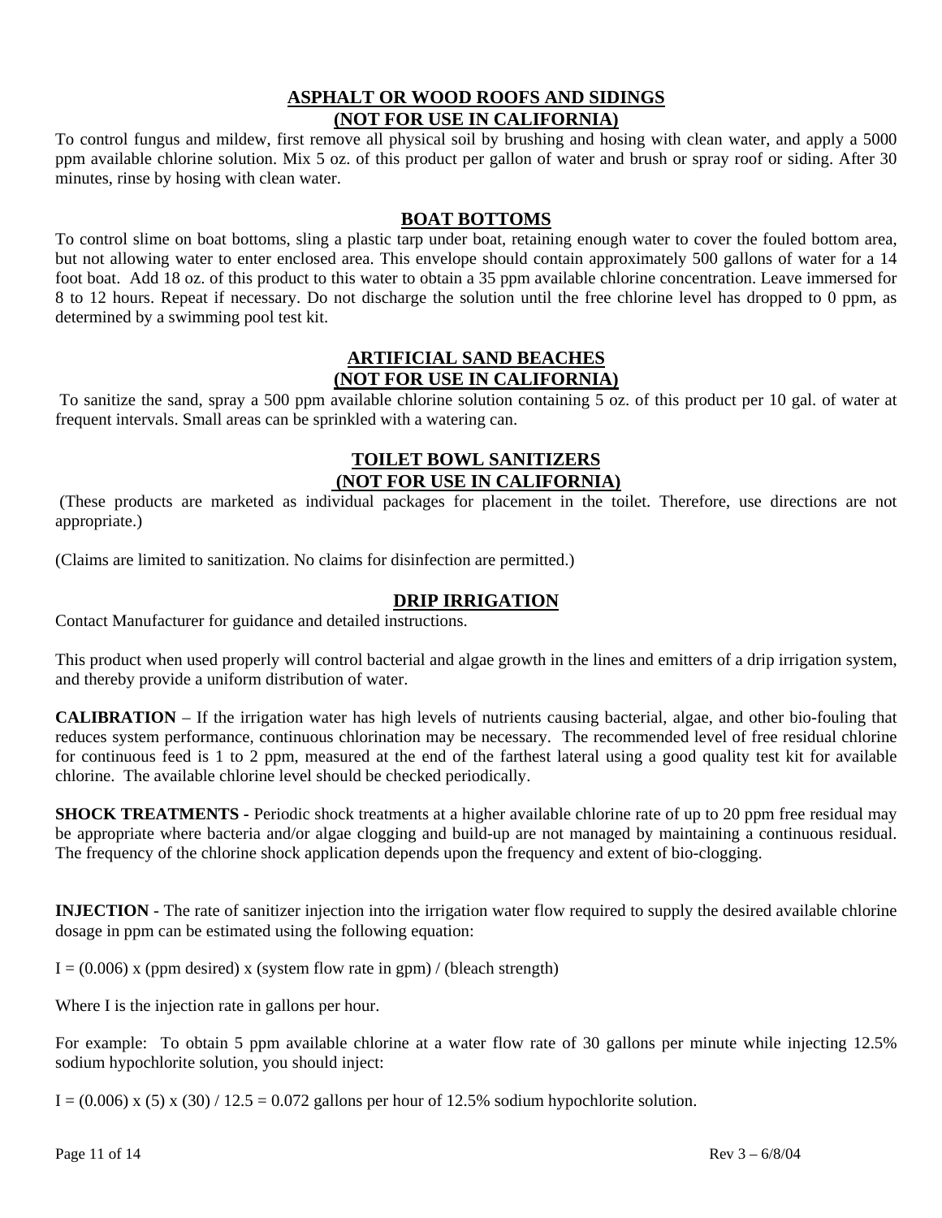## ASPHALT OR WOOD ROOFS AND SIDINGS
## (NOT FOR USE IN CALIFORNIA)

To control fungus and mildew, first remove all physical soil by brushing and hosing with clean water, and apply a 5000 ppm available chlorine solution. Mix 5 oz. of this product per gallon of water and brush or spray roof or siding. After 30 minutes, rinse by hosing with clean water.

## BOAT BOTTOMS

To control slime on boat bottoms, sling a plastic tarp under boat, retaining enough water to cover the fouled bottom area, but not allowing water to enter enclosed area. This envelope should contain approximately 500 gallons of water for a 14 foot boat. Add 18 oz. of this product to this water to obtain a 35 ppm available chlorine concentration. Leave immersed for 8 to 12 hours. Repeat if necessary. Do not discharge the solution until the free chlorine level has dropped to 0 ppm, as determined by a swimming pool test kit.

## ARTIFICIAL SAND BEACHES
## (NOT FOR USE IN CALIFORNIA)

To sanitize the sand, spray a 500 ppm available chlorine solution containing 5 oz. of this product per 10 gal. of water at frequent intervals. Small areas can be sprinkled with a watering can.

## TOILET BOWL SANITIZERS
## (NOT FOR USE IN CALIFORNIA)

(These products are marketed as individual packages for placement in the toilet. Therefore, use directions are not appropriate.)

(Claims are limited to sanitization. No claims for disinfection are permitted.)

## DRIP IRRIGATION

Contact Manufacturer for guidance and detailed instructions.

This product when used properly will control bacterial and algae growth in the lines and emitters of a drip irrigation system, and thereby provide a uniform distribution of water.

**CALIBRATION** – If the irrigation water has high levels of nutrients causing bacterial, algae, and other bio-fouling that reduces system performance, continuous chlorination may be necessary. The recommended level of free residual chlorine for continuous feed is 1 to 2 ppm, measured at the end of the farthest lateral using a good quality test kit for available chlorine. The available chlorine level should be checked periodically.

**SHOCK TREATMENTS -** Periodic shock treatments at a higher available chlorine rate of up to 20 ppm free residual may be appropriate where bacteria and/or algae clogging and build-up are not managed by maintaining a continuous residual. The frequency of the chlorine shock application depends upon the frequency and extent of bio-clogging.

**INJECTION** - The rate of sanitizer injection into the irrigation water flow required to supply the desired available chlorine dosage in ppm can be estimated using the following equation:

$I = (0.006) \times (\text{ppm desired}) \times (\text{system flow rate in gpm}) / (\text{bleach strength})$

Where I is the injection rate in gallons per hour.

For example: To obtain 5 ppm available chlorine at a water flow rate of 30 gallons per minute while injecting 12.5% sodium hypochlorite solution, you should inject:

$I = (0.006) \times (5) \times (30) / 12.5 = 0.072$ gallons per hour of 12.5% sodium hypochlorite solution.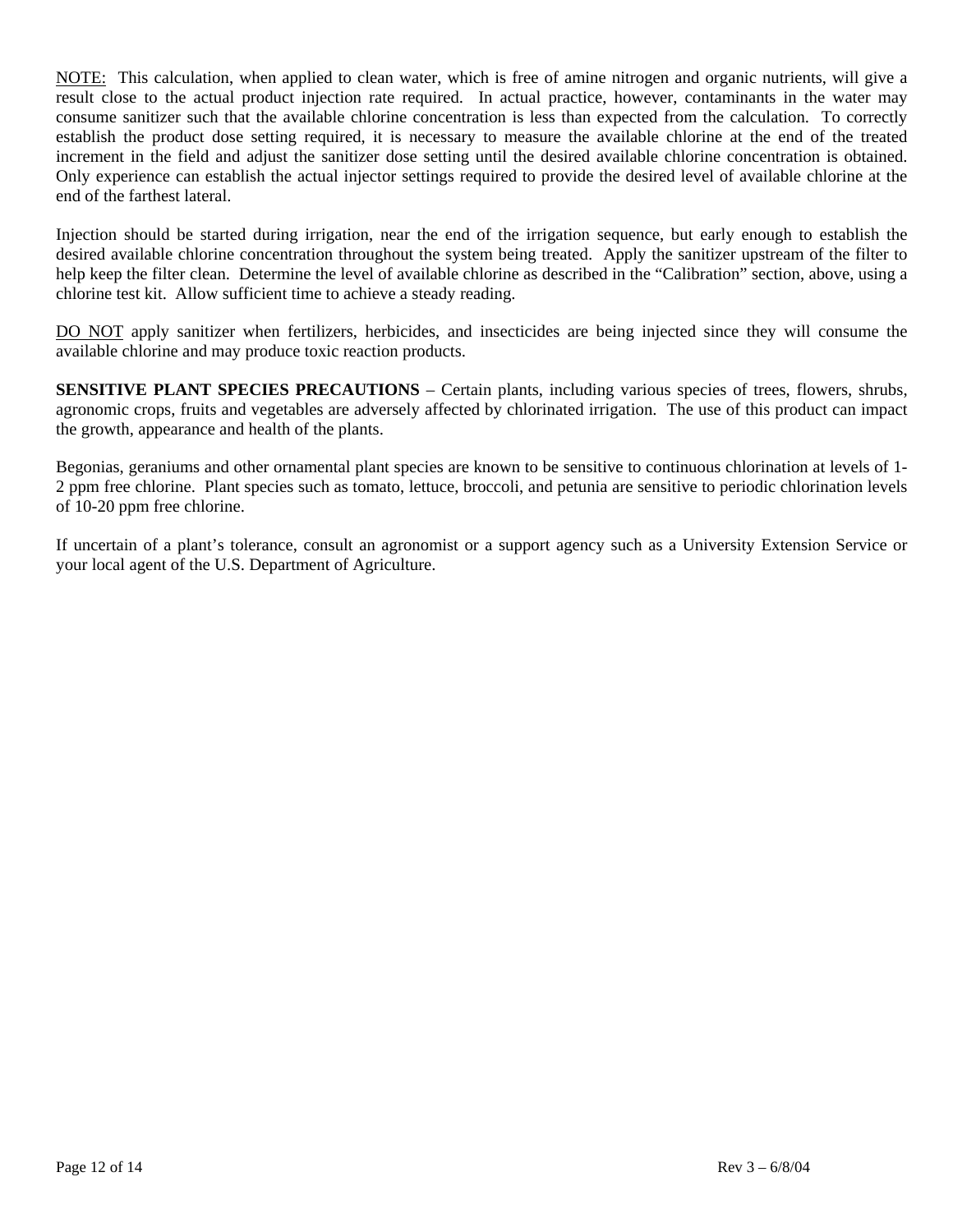NOTE: This calculation, when applied to clean water, which is free of amine nitrogen and organic nutrients, will give a result close to the actual product injection rate required. In actual practice, however, contaminants in the water may consume sanitizer such that the available chlorine concentration is less than expected from the calculation. To correctly establish the product dose setting required, it is necessary to measure the available chlorine at the end of the treated increment in the field and adjust the sanitizer dose setting until the desired available chlorine concentration is obtained. Only experience can establish the actual injector settings required to provide the desired level of available chlorine at the end of the farthest lateral.

Injection should be started during irrigation, near the end of the irrigation sequence, but early enough to establish the desired available chlorine concentration throughout the system being treated. Apply the sanitizer upstream of the filter to help keep the filter clean. Determine the level of available chlorine as described in the "Calibration" section, above, using a chlorine test kit. Allow sufficient time to achieve a steady reading.

DO NOT apply sanitizer when fertilizers, herbicides, and insecticides are being injected since they will consume the available chlorine and may produce toxic reaction products.

**SENSITIVE PLANT SPECIES PRECAUTIONS** – Certain plants, including various species of trees, flowers, shrubs, agronomic crops, fruits and vegetables are adversely affected by chlorinated irrigation. The use of this product can impact the growth, appearance and health of the plants.

Begonias, geraniums and other ornamental plant species are known to be sensitive to continuous chlorination at levels of 1-2 ppm free chlorine. Plant species such as tomato, lettuce, broccoli, and petunia are sensitive to periodic chlorination levels of 10-20 ppm free chlorine.

If uncertain of a plant's tolerance, consult an agronomist or a support agency such as a University Extension Service or your local agent of the U.S. Department of Agriculture.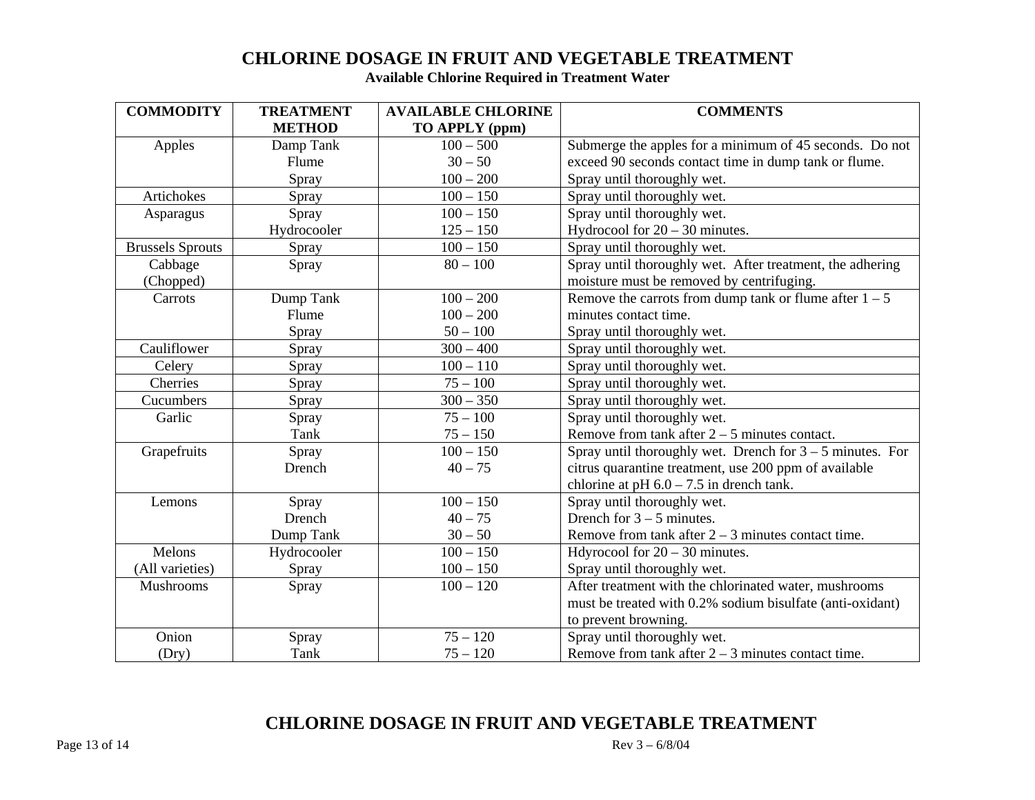# CHLORINE DOSAGE IN FRUIT AND VEGETABLE TREATMENT

**Available Chlorine Required in Treatment Water**

| COMMODITY | TREATMENT METHOD | AVAILABLE CHLORINE TO APPLY (ppm) | COMMENTS |
|---|---|---|---|
| Apples | Damp Tank<br>Flume<br>Spray | 100 – 500<br>30 – 50<br>100 – 200 | Submerge the apples for a minimum of 45 seconds. Do not exceed 90 seconds contact time in dump tank or flume.<br>Spray until thoroughly wet. |
| Artichokes | Spray | 100 – 150 | Spray until thoroughly wet. |
| Asparagus | Spray<br>Hydrocooler | 100 – 150<br>125 – 150 | Spray until thoroughly wet.<br>Hydrocool for 20 – 30 minutes. |
| Brussels Sprouts | Spray | 100 – 150 | Spray until thoroughly wet. |
| Cabbage (Chopped) | Spray | 80 – 100 | Spray until thoroughly wet. After treatment, the adhering moisture must be removed by centrifuging. |
| Carrots | Dump Tank<br>Flume<br>Spray | 100 – 200<br>100 – 200<br>50 – 100 | Remove the carrots from dump tank or flume after 1 – 5 minutes contact time.<br>Spray until thoroughly wet. |
| Cauliflower | Spray | 300 – 400 | Spray until thoroughly wet. |
| Celery | Spray | 100 – 110 | Spray until thoroughly wet. |
| Cherries | Spray | 75 – 100 | Spray until thoroughly wet. |
| Cucumbers | Spray | 300 – 350 | Spray until thoroughly wet. |
| Garlic | Spray<br>Tank | 75 – 100<br>75 – 150 | Spray until thoroughly wet.<br>Remove from tank after 2 – 5 minutes contact. |
| Grapefruits | Spray<br>Drench | 100 – 150<br>40 – 75 | Spray until thoroughly wet. Drench for 3 – 5 minutes. For citrus quarantine treatment, use 200 ppm of available chlorine at pH 6.0 – 7.5 in drench tank. |
| Lemons | Spray<br>Drench<br>Dump Tank | 100 – 150<br>40 – 75<br>30 – 50 | Spray until thoroughly wet.<br>Drench for 3 – 5 minutes.<br>Remove from tank after 2 – 3 minutes contact time. |
| Melons (All varieties) | Hydrocooler<br>Spray | 100 – 150<br>100 – 150 | Hdyrocool for 20 – 30 minutes.<br>Spray until thoroughly wet. |
| Mushrooms | Spray | 100 – 120 | After treatment with the chlorinated water, mushrooms must be treated with 0.2% sodium bisulfate (anti-oxidant) to prevent browning. |
| Onion (Dry) | Spray<br>Tank | 75 – 120<br>75 – 120 | Spray until thoroughly wet.<br>Remove from tank after 2 – 3 minutes contact time. |

# CHLORINE DOSAGE IN FRUIT AND VEGETABLE TREATMENT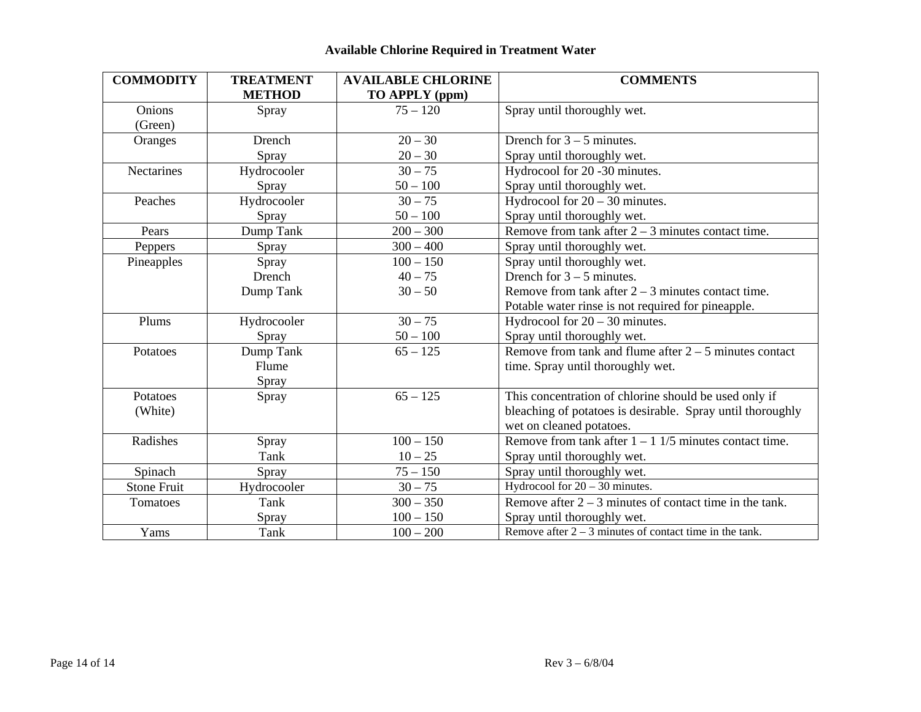**Available Chlorine Required in Treatment Water**

| COMMODITY | TREATMENT METHOD | AVAILABLE CHLORINE TO APPLY (ppm) | COMMENTS |
|---|---|---|---|
| Onions (Green) | Spray | 75 – 120 | Spray until thoroughly wet. |
| Oranges | Drench<br>Spray | 20 – 30<br>20 – 30 | Drench for 3 – 5 minutes.<br>Spray until thoroughly wet. |
| Nectarines | Hydrocooler<br>Spray | 30 – 75<br>50 – 100 | Hydrocool for 20 -30 minutes.<br>Spray until thoroughly wet. |
| Peaches | Hydrocooler<br>Spray | 30 – 75<br>50 – 100 | Hydrocool for 20 – 30 minutes.<br>Spray until thoroughly wet. |
| Pears | Dump Tank | 200 – 300 | Remove from tank after 2 – 3 minutes contact time. |
| Peppers | Spray | 300 – 400 | Spray until thoroughly wet. |
| Pineapples | Spray<br>Drench<br>Dump Tank | 100 – 150<br>40 – 75<br>30 – 50 | Spray until thoroughly wet.<br>Drench for 3 – 5 minutes.<br>Remove from tank after 2 – 3 minutes contact time.<br>Potable water rinse is not required for pineapple. |
| Plums | Hydrocooler<br>Spray | 30 – 75<br>50 – 100 | Hydrocool for 20 – 30 minutes.<br>Spray until thoroughly wet. |
| Potatoes | Dump Tank<br>Flume<br>Spray | 65 – 125 | Remove from tank and flume after 2 – 5 minutes contact time. Spray until thoroughly wet. |
| Potatoes (White) | Spray | 65 – 125 | This concentration of chlorine should be used only if bleaching of potatoes is desirable. Spray until thoroughly wet on cleaned potatoes. |
| Radishes | Spray<br>Tank | 100 – 150<br>10 – 25 | Remove from tank after 1 – 1 1/5 minutes contact time.<br>Spray until thoroughly wet. |
| Spinach | Spray | 75 – 150 | Spray until thoroughly wet. |
| Stone Fruit | Hydrocooler | 30 – 75 | Hydrocool for 20 – 30 minutes. |
| Tomatoes | Tank<br>Spray | 300 – 350<br>100 – 150 | Remove after 2 – 3 minutes of contact time in the tank.<br>Spray until thoroughly wet. |
| Yams | Tank | 100 – 200 | Remove after 2 – 3 minutes of contact time in the tank. |

Rev 3 – 6/8/04